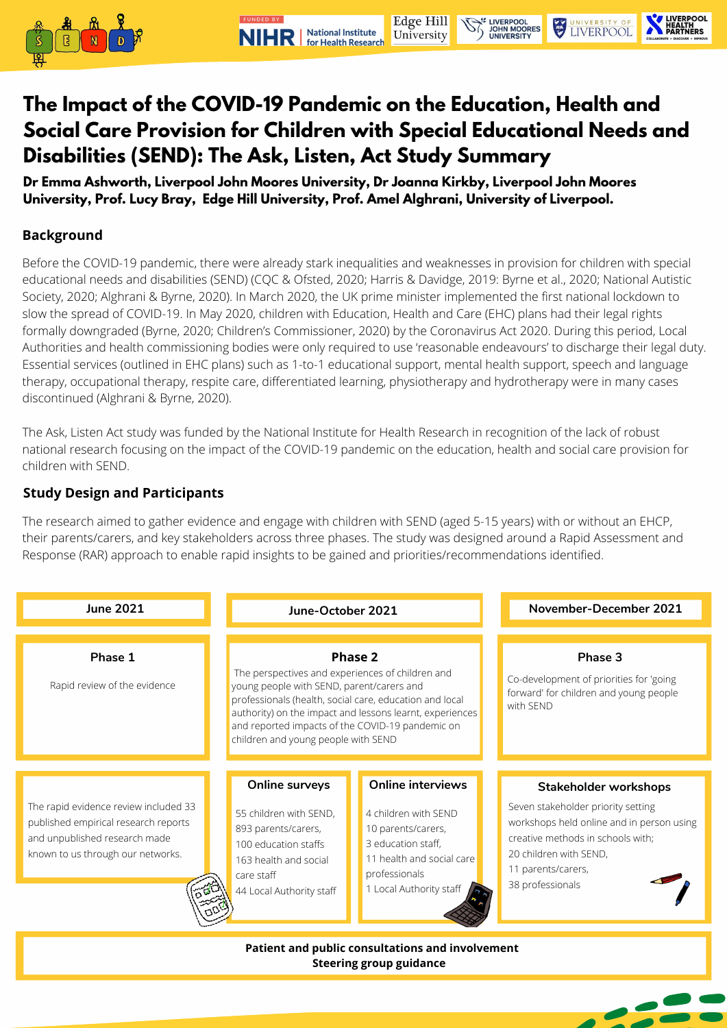# The Impact of the COVID-19 Pandemic on the Education, Health and Social Care Provision for Children with Special Educational Needs and Disabilities (SEND): The Ask, Listen, Act Study Summary

**Dr Emma Ashworth, Liverpool John Moores University, Dr Joanna Kirkby, Liverpool John Moores University, Prof. Lucy Bray, Edge Hill University, Prof. Amel Alghrani, University of Liverpool.**

## Background

Before the COVID-19 pandemic, there were already stark inequalities and weaknesses in provision for children with special educational needs and disabilities (SEND) (CQC & Ofsted, 2020; Harris & Davidge, 2019: Byrne et al., 2020; National Autistic Society, 2020; Alghrani & Byrne, 2020). In March 2020, the UK prime minister implemented the first national lockdown to slow the spread of COVID-19. In May 2020, children with Education, Health and Care (EHC) plans had their legal rights formally downgraded (Byrne, 2020; Children's Commissioner, 2020) by the Coronavirus Act 2020. During this period, Local Authorities and health commissioning bodies were only required to use 'reasonable endeavours' to discharge their legal duty. Essential services (outlined in EHC plans) such as 1-to-1 educational support, mental health support, speech and language therapy, occupational therapy, respite care, differentiated learning, physiotherapy and hydrotherapy were in many cases discontinued (Alghrani & Byrne, 2020).

The Ask, Listen Act study was funded by the National Institute for Health Research in recognition of the lack of robust national research focusing on the impact of the COVID-19 pandemic on the education, health and social care provision for children with SEND.

## Study Design and Participants

The research aimed to gather evidence and engage with children with SEND (aged 5-15 years) with or without an EHCP, their parents/carers, and key stakeholders across three phases. The study was designed around a Rapid Assessment and Response (RAR) approach to enable rapid insights to be gained and priorities/recommendations identified.

| June 2021 | June-October 2021 | | November-December 2021 |
|---|---|---|---|
| **Phase 1**<br>Rapid review of the evidence | **Phase 2**<br>The perspectives and experiences of children and young people with SEND, parent/carers and professionals (health, social care, education and local authority) on the impact and lessons learnt, experiences and reported impacts of the COVID-19 pandemic on children and young people with SEND | | **Phase 3**<br>Co-development of priorities for 'going forward' for children and young people with SEND |
| The rapid evidence review included 33 published empirical research reports and unpublished research made known to us through our networks. | **Online surveys**<br>55 children with SEND,<br>893 parents/carers,<br>100 education staffs<br>163 health and social care staff<br>44 Local Authority staff | **Online interviews**<br>4 children with SEND<br>10 parents/carers,<br>3 education staff,<br>11 health and social care professionals<br>1 Local Authority staff | **Stakeholder workshops**<br>Seven stakeholder priority setting workshops held online and in person using creative methods in schools with;<br>20 children with SEND,<br>11 parents/carers,<br>38 professionals |

**Patient and public consultations and involvement**
**Steering group guidance**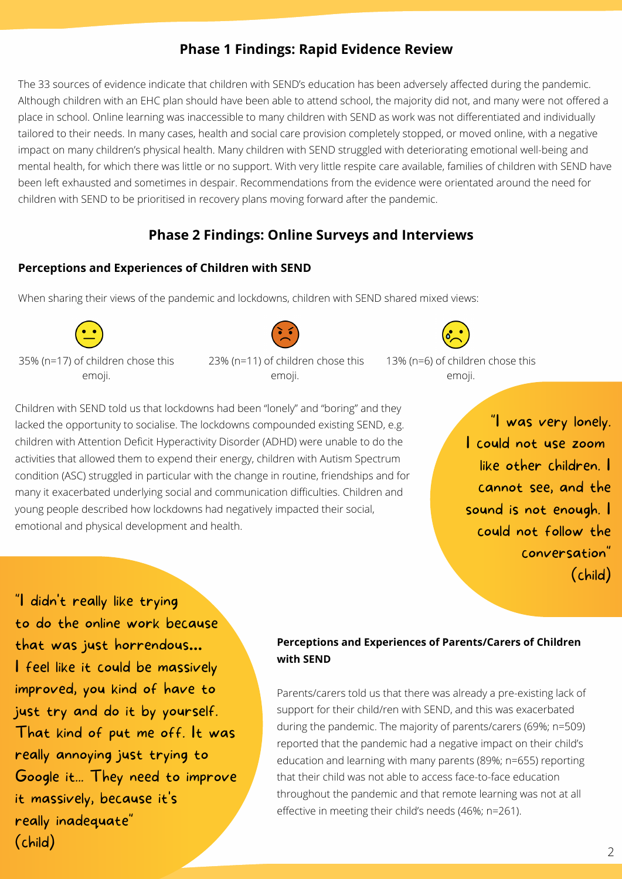## Phase 1 Findings: Rapid Evidence Review

The 33 sources of evidence indicate that children with SEND's education has been adversely affected during the pandemic. Although children with an EHC plan should have been able to attend school, the majority did not, and many were not offered a place in school. Online learning was inaccessible to many children with SEND as work was not differentiated and individually tailored to their needs. In many cases, health and social care provision completely stopped, or moved online, with a negative impact on many children's physical health. Many children with SEND struggled with deteriorating emotional well-being and mental health, for which there was little or no support. With very little respite care available, families of children with SEND have been left exhausted and sometimes in despair. Recommendations from the evidence were orientated around the need for children with SEND to be prioritised in recovery plans moving forward after the pandemic.

## Phase 2 Findings: Online Surveys and Interviews

### Perceptions and Experiences of Children with SEND

When sharing their views of the pandemic and lockdowns, children with SEND shared mixed views:

😐 35% (n=17) of children chose this emoji.

😠 23% (n=11) of children chose this emoji.

😢 13% (n=6) of children chose this emoji.

Children with SEND told us that lockdowns had been "lonely" and "boring" and they lacked the opportunity to socialise. The lockdowns compounded existing SEND, e.g. children with Attention Deficit Hyperactivity Disorder (ADHD) were unable to do the activities that allowed them to expend their energy, children with Autism Spectrum condition (ASC) struggled in particular with the change in routine, friendships and for many it exacerbated underlying social and communication difficulties. Children and young people described how lockdowns had negatively impacted their social, emotional and physical development and health.

"I was very lonely. I could not use zoom like other children. I cannot see, and the sound is not enough. I could not follow the conversation" (child)

"I didn't really like trying to do the online work because that was just horrendous... I feel like it could be massively improved, you kind of have to just try and do it by yourself. That kind of put me off. It was really annoying just trying to Google it... They need to improve it massively, because it's really inadequate" (child)

### Perceptions and Experiences of Parents/Carers of Children with SEND

Parents/carers told us that there was already a pre-existing lack of support for their child/ren with SEND, and this was exacerbated during the pandemic. The majority of parents/carers (69%; n=509) reported that the pandemic had a negative impact on their child's education and learning with many parents (89%; n=655) reporting that their child was not able to access face-to-face education throughout the pandemic and that remote learning was not at all effective in meeting their child's needs (46%; n=261).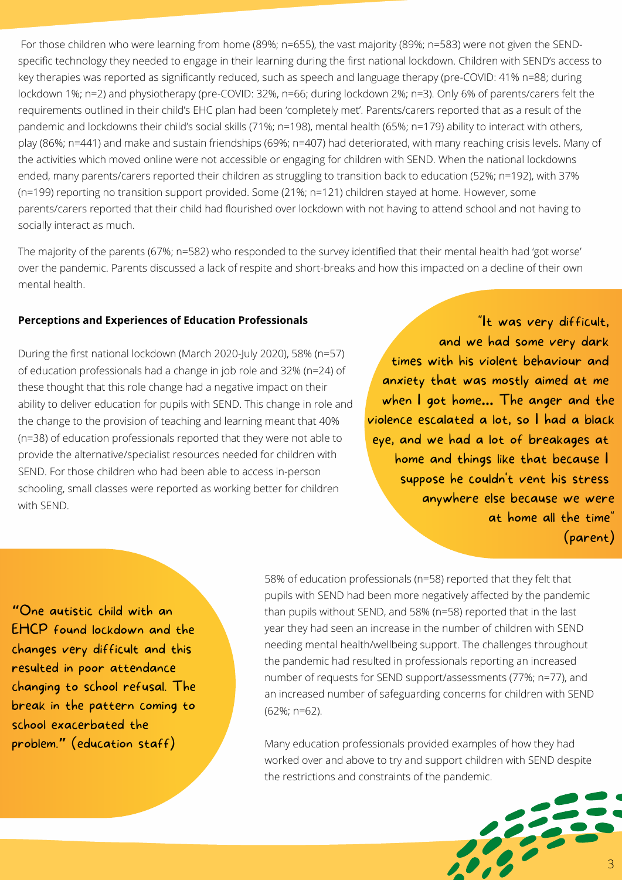For those children who were learning from home (89%; n=655), the vast majority (89%; n=583) were not given the SEND-specific technology they needed to engage in their learning during the first national lockdown. Children with SEND's access to key therapies was reported as significantly reduced, such as speech and language therapy (pre-COVID: 41% n=88; during lockdown 1%; n=2) and physiotherapy (pre-COVID: 32%, n=66; during lockdown 2%; n=3). Only 6% of parents/carers felt the requirements outlined in their child's EHC plan had been 'completely met'. Parents/carers reported that as a result of the pandemic and lockdowns their child's social skills (71%; n=198), mental health (65%; n=179) ability to interact with others, play (86%; n=441) and make and sustain friendships (69%; n=407) had deteriorated, with many reaching crisis levels. Many of the activities which moved online were not accessible or engaging for children with SEND. When the national lockdowns ended, many parents/carers reported their children as struggling to transition back to education (52%; n=192), with 37% (n=199) reporting no transition support provided. Some (21%; n=121) children stayed at home. However, some parents/carers reported that their child had flourished over lockdown with not having to attend school and not having to socially interact as much.

The majority of the parents (67%; n=582) who responded to the survey identified that their mental health had 'got worse' over the pandemic. Parents discussed a lack of respite and short-breaks and how this impacted on a decline of their own mental health.

> "It was very difficult, and we had some very dark times with his violent behaviour and anxiety that was mostly aimed at me when I got home... The anger and the violence escalated a lot, so I had a black eye, and we had a lot of breakages at home and things like that because I suppose he couldn't vent his stress anywhere else because we were at home all the time" (parent)

**Perceptions and Experiences of Education Professionals**

During the first national lockdown (March 2020-July 2020), 58% (n=57) of education professionals had a change in job role and 32% (n=24) of these thought that this role change had a negative impact on their ability to deliver education for pupils with SEND. This change in role and the change to the provision of teaching and learning meant that 40% (n=38) of education professionals reported that they were not able to provide the alternative/specialist resources needed for children with SEND. For those children who had been able to access in-person schooling, small classes were reported as working better for children with SEND.

> "One autistic child with an EHCP found lockdown and the changes very difficult and this resulted in poor attendance changing to school refusal. The break in the pattern coming to school exacerbated the problem." (education staff)

58% of education professionals (n=58) reported that they felt that pupils with SEND had been more negatively affected by the pandemic than pupils without SEND, and 58% (n=58) reported that in the last year they had seen an increase in the number of children with SEND needing mental health/wellbeing support. The challenges throughout the pandemic had resulted in professionals reporting an increased number of requests for SEND support/assessments (77%; n=77), and an increased number of safeguarding concerns for children with SEND (62%; n=62).

Many education professionals provided examples of how they had worked over and above to try and support children with SEND despite the restrictions and constraints of the pandemic.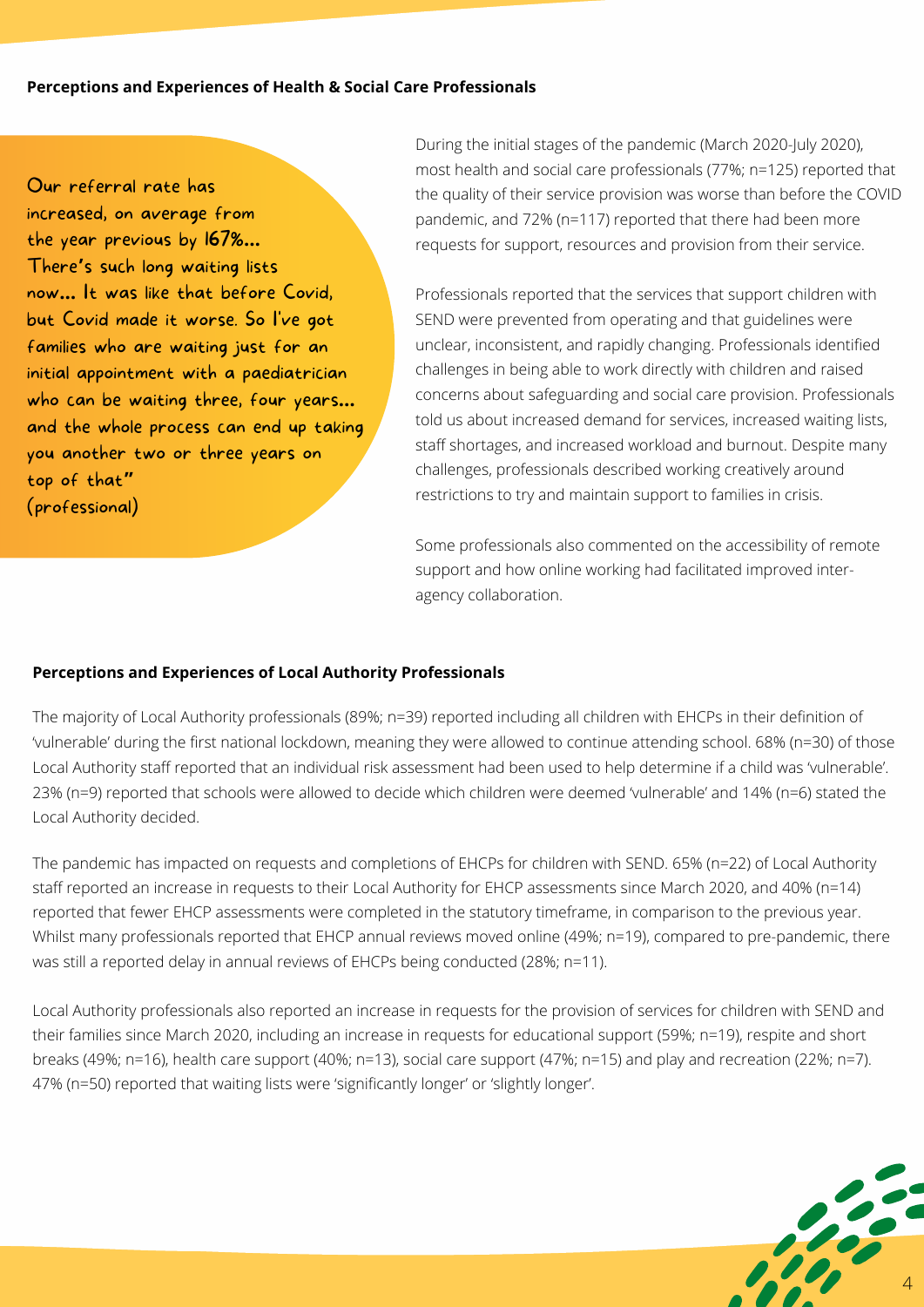**Perceptions and Experiences of Health & Social Care Professionals**

> Our referral rate has increased, on average from the year previous by 167%... There's such long waiting lists now... It was like that before Covid, but Covid made it worse. So I've got families who are waiting just for an initial appointment with a paediatrician who can be waiting three, four years... and the whole process can end up taking you another two or three years on top of that"
> (professional)

During the initial stages of the pandemic (March 2020-July 2020), most health and social care professionals (77%; n=125) reported that the quality of their service provision was worse than before the COVID pandemic, and 72% (n=117) reported that there had been more requests for support, resources and provision from their service.

Professionals reported that the services that support children with SEND were prevented from operating and that guidelines were unclear, inconsistent, and rapidly changing. Professionals identified challenges in being able to work directly with children and raised concerns about safeguarding and social care provision. Professionals told us about increased demand for services, increased waiting lists, staff shortages, and increased workload and burnout. Despite many challenges, professionals described working creatively around restrictions to try and maintain support to families in crisis.

Some professionals also commented on the accessibility of remote support and how online working had facilitated improved inter-agency collaboration.

**Perceptions and Experiences of Local Authority Professionals**

The majority of Local Authority professionals (89%; n=39) reported including all children with EHCPs in their definition of 'vulnerable' during the first national lockdown, meaning they were allowed to continue attending school. 68% (n=30) of those Local Authority staff reported that an individual risk assessment had been used to help determine if a child was 'vulnerable'. 23% (n=9) reported that schools were allowed to decide which children were deemed 'vulnerable' and 14% (n=6) stated the Local Authority decided.

The pandemic has impacted on requests and completions of EHCPs for children with SEND. 65% (n=22) of Local Authority staff reported an increase in requests to their Local Authority for EHCP assessments since March 2020, and 40% (n=14) reported that fewer EHCP assessments were completed in the statutory timeframe, in comparison to the previous year. Whilst many professionals reported that EHCP annual reviews moved online (49%; n=19), compared to pre-pandemic, there was still a reported delay in annual reviews of EHCPs being conducted (28%; n=11).

Local Authority professionals also reported an increase in requests for the provision of services for children with SEND and their families since March 2020, including an increase in requests for educational support (59%; n=19), respite and short breaks (49%; n=16), health care support (40%; n=13), social care support (47%; n=15) and play and recreation (22%; n=7). 47% (n=50) reported that waiting lists were 'significantly longer' or 'slightly longer'.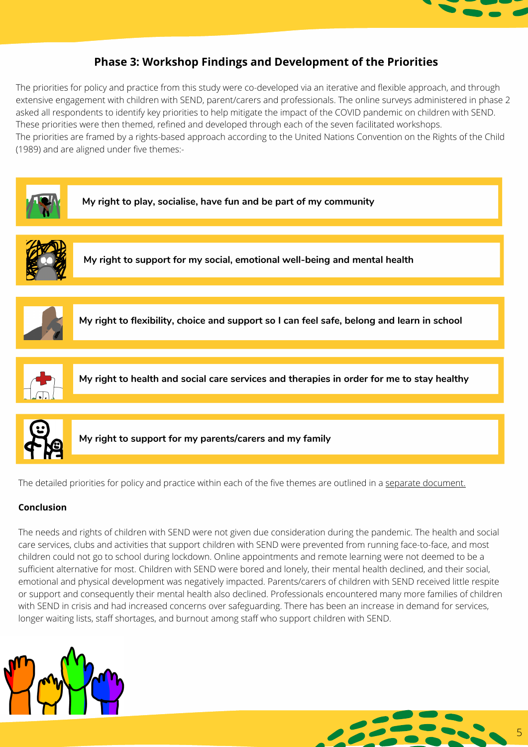## Phase 3: Workshop Findings and Development of the Priorities

The priorities for policy and practice from this study were co-developed via an iterative and flexible approach, and through extensive engagement with children with SEND, parent/carers and professionals. The online surveys administered in phase 2 asked all respondents to identify key priorities to help mitigate the impact of the COVID pandemic on children with SEND. These priorities were then themed, refined and developed through each of the seven facilitated workshops.

The priorities are framed by a rights-based approach according to the United Nations Convention on the Rights of the Child (1989) and are aligned under five themes:-

- **My right to play, socialise, have fun and be part of my community**
- **My right to support for my social, emotional well-being and mental health**
- **My right to flexibility, choice and support so I can feel safe, belong and learn in school**
- **My right to health and social care services and therapies in order for me to stay healthy**
- **My right to support for my parents/carers and my family**

The detailed priorities for policy and practice within each of the five themes are outlined in a separate document.

**Conclusion**

The needs and rights of children with SEND were not given due consideration during the pandemic. The health and social care services, clubs and activities that support children with SEND were prevented from running face-to-face, and most children could not go to school during lockdown. Online appointments and remote learning were not deemed to be a sufficient alternative for most. Children with SEND were bored and lonely, their mental health declined, and their social, emotional and physical development was negatively impacted. Parents/carers of children with SEND received little respite or support and consequently their mental health also declined. Professionals encountered many more families of children with SEND in crisis and had increased concerns over safeguarding. There has been an increase in demand for services, longer waiting lists, staff shortages, and burnout among staff who support children with SEND.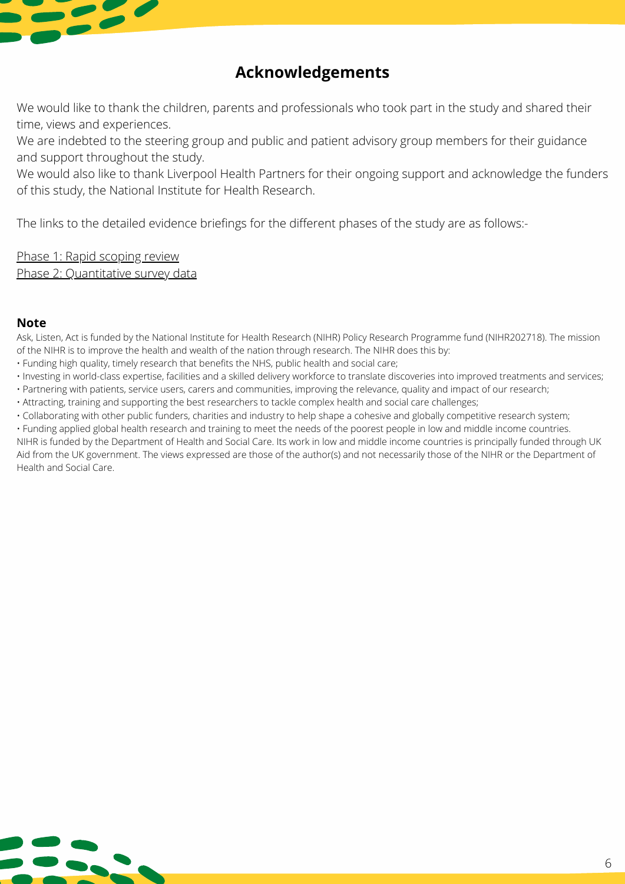## Acknowledgements

We would like to thank the children, parents and professionals who took part in the study and shared their time, views and experiences.

We are indebted to the steering group and public and patient advisory group members for their guidance and support throughout the study.

We would also like to thank Liverpool Health Partners for their ongoing support and acknowledge the funders of this study, the National Institute for Health Research.

The links to the detailed evidence briefings for the different phases of the study are as follows:-

Phase 1: Rapid scoping review
Phase 2: Quantitative survey data

**Note**

Ask, Listen, Act is funded by the National Institute for Health Research (NIHR) Policy Research Programme fund (NIHR202718). The mission of the NIHR is to improve the health and wealth of the nation through research. The NIHR does this by:

- Funding high quality, timely research that benefits the NHS, public health and social care;
- Investing in world-class expertise, facilities and a skilled delivery workforce to translate discoveries into improved treatments and services;
- Partnering with patients, service users, carers and communities, improving the relevance, quality and impact of our research;
- Attracting, training and supporting the best researchers to tackle complex health and social care challenges;
- Collaborating with other public funders, charities and industry to help shape a cohesive and globally competitive research system;
- Funding applied global health research and training to meet the needs of the poorest people in low and middle income countries.

NIHR is funded by the Department of Health and Social Care. Its work in low and middle income countries is principally funded through UK Aid from the UK government. The views expressed are those of the author(s) and not necessarily those of the NIHR or the Department of Health and Social Care.